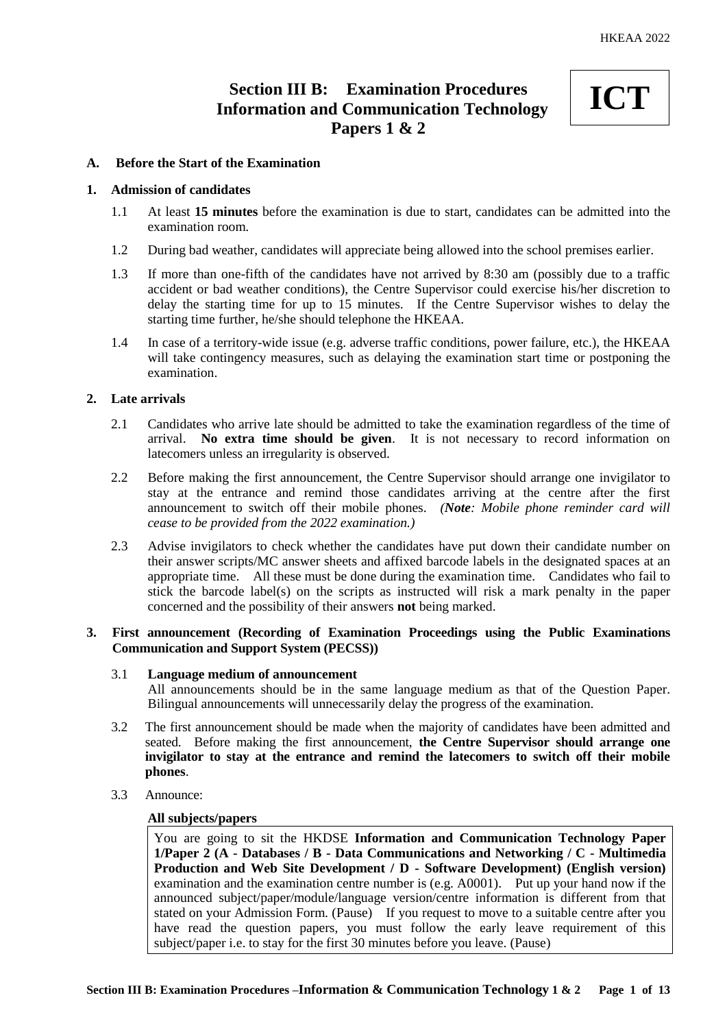# Section III B: Examination Procedures Information and Communication Technology Papers 1 & 2

**ICT**

## A. Before the Start of the Examination

### 1. Admission of candidates

1.1 At least **15 minutes** before the examination is due to start, candidates can be admitted into the examination room.

1.2 During bad weather, candidates will appreciate being allowed into the school premises earlier.

1.3 If more than one-fifth of the candidates have not arrived by 8:30 am (possibly due to a traffic accident or bad weather conditions), the Centre Supervisor could exercise his/her discretion to delay the starting time for up to 15 minutes. If the Centre Supervisor wishes to delay the starting time further, he/she should telephone the HKEAA.

1.4 In case of a territory-wide issue (e.g. adverse traffic conditions, power failure, etc.), the HKEAA will take contingency measures, such as delaying the examination start time or postponing the examination.

### 2. Late arrivals

2.1 Candidates who arrive late should be admitted to take the examination regardless of the time of arrival. **No extra time should be given**. It is not necessary to record information on latecomers unless an irregularity is observed.

2.2 Before making the first announcement, the Centre Supervisor should arrange one invigilator to stay at the entrance and remind those candidates arriving at the centre after the first announcement to switch off their mobile phones. *(**Note**: Mobile phone reminder card will cease to be provided from the 2022 examination.)*

2.3 Advise invigilators to check whether the candidates have put down their candidate number on their answer scripts/MC answer sheets and affixed barcode labels in the designated spaces at an appropriate time. All these must be done during the examination time. Candidates who fail to stick the barcode label(s) on the scripts as instructed will risk a mark penalty in the paper concerned and the possibility of their answers **not** being marked.

### 3. First announcement (Recording of Examination Proceedings using the Public Examinations Communication and Support System (PECSS))

3.1 **Language medium of announcement**
All announcements should be in the same language medium as that of the Question Paper. Bilingual announcements will unnecessarily delay the progress of the examination.

3.2 The first announcement should be made when the majority of candidates have been admitted and seated. Before making the first announcement, **the Centre Supervisor should arrange one invigilator to stay at the entrance and remind the latecomers to switch off their mobile phones**.

3.3 Announce:

**All subjects/papers**

> You are going to sit the HKDSE **Information and Communication Technology Paper 1/Paper 2 (A - Databases / B - Data Communications and Networking / C - Multimedia Production and Web Site Development / D - Software Development) (English version)** examination and the examination centre number is (e.g. A0001). Put up your hand now if the announced subject/paper/module/language version/centre information is different from that stated on your Admission Form. (Pause) If you request to move to a suitable centre after you have read the question papers, you must follow the early leave requirement of this subject/paper i.e. to stay for the first 30 minutes before you leave. (Pause)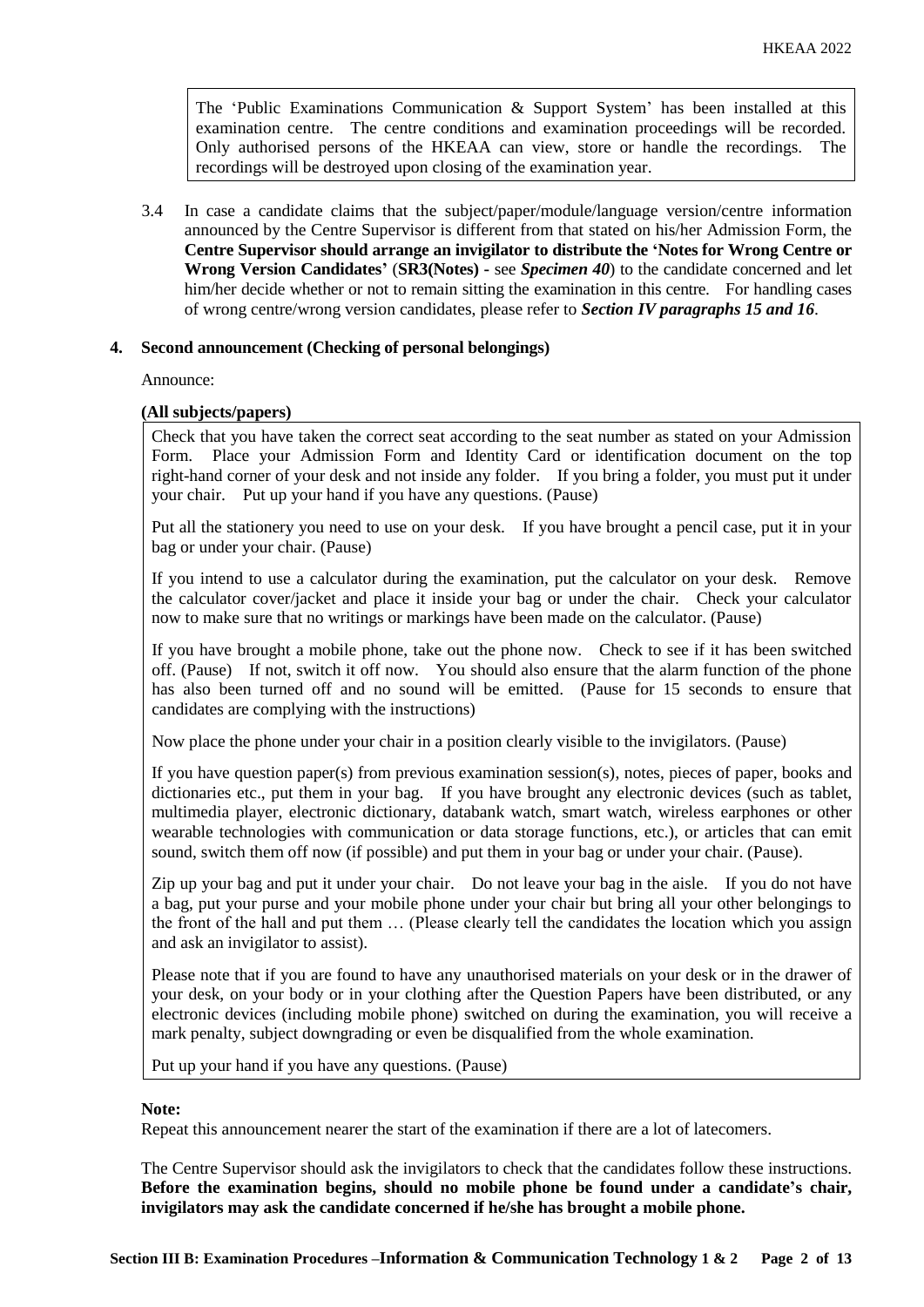> The 'Public Examinations Communication & Support System' has been installed at this examination centre. The centre conditions and examination proceedings will be recorded. Only authorised persons of the HKEAA can view, store or handle the recordings. The recordings will be destroyed upon closing of the examination year.

3.4 In case a candidate claims that the subject/paper/module/language version/centre information announced by the Centre Supervisor is different from that stated on his/her Admission Form, the **Centre Supervisor should arrange an invigilator to distribute the 'Notes for Wrong Centre or Wrong Version Candidates'** (**SR3(Notes) -** see ***Specimen 40***) to the candidate concerned and let him/her decide whether or not to remain sitting the examination in this centre. For handling cases of wrong centre/wrong version candidates, please refer to ***Section IV paragraphs 15 and 16***.

**4. Second announcement (Checking of personal belongings)**

Announce:

**(All subjects/papers)**

> Check that you have taken the correct seat according to the seat number as stated on your Admission Form. Place your Admission Form and Identity Card or identification document on the top right-hand corner of your desk and not inside any folder. If you bring a folder, you must put it under your chair. Put up your hand if you have any questions. (Pause)
>
> Put all the stationery you need to use on your desk. If you have brought a pencil case, put it in your bag or under your chair. (Pause)
>
> If you intend to use a calculator during the examination, put the calculator on your desk. Remove the calculator cover/jacket and place it inside your bag or under the chair. Check your calculator now to make sure that no writings or markings have been made on the calculator. (Pause)
>
> If you have brought a mobile phone, take out the phone now. Check to see if it has been switched off. (Pause) If not, switch it off now. You should also ensure that the alarm function of the phone has also been turned off and no sound will be emitted. (Pause for 15 seconds to ensure that candidates are complying with the instructions)
>
> Now place the phone under your chair in a position clearly visible to the invigilators. (Pause)
>
> If you have question paper(s) from previous examination session(s), notes, pieces of paper, books and dictionaries etc., put them in your bag. If you have brought any electronic devices (such as tablet, multimedia player, electronic dictionary, databank watch, smart watch, wireless earphones or other wearable technologies with communication or data storage functions, etc.), or articles that can emit sound, switch them off now (if possible) and put them in your bag or under your chair. (Pause).
>
> Zip up your bag and put it under your chair. Do not leave your bag in the aisle. If you do not have a bag, put your purse and your mobile phone under your chair but bring all your other belongings to the front of the hall and put them … (Please clearly tell the candidates the location which you assign and ask an invigilator to assist).
>
> Please note that if you are found to have any unauthorised materials on your desk or in the drawer of your desk, on your body or in your clothing after the Question Papers have been distributed, or any electronic devices (including mobile phone) switched on during the examination, you will receive a mark penalty, subject downgrading or even be disqualified from the whole examination.
>
> Put up your hand if you have any questions. (Pause)

**Note:**

Repeat this announcement nearer the start of the examination if there are a lot of latecomers.

The Centre Supervisor should ask the invigilators to check that the candidates follow these instructions. **Before the examination begins, should no mobile phone be found under a candidate's chair, invigilators may ask the candidate concerned if he/she has brought a mobile phone.**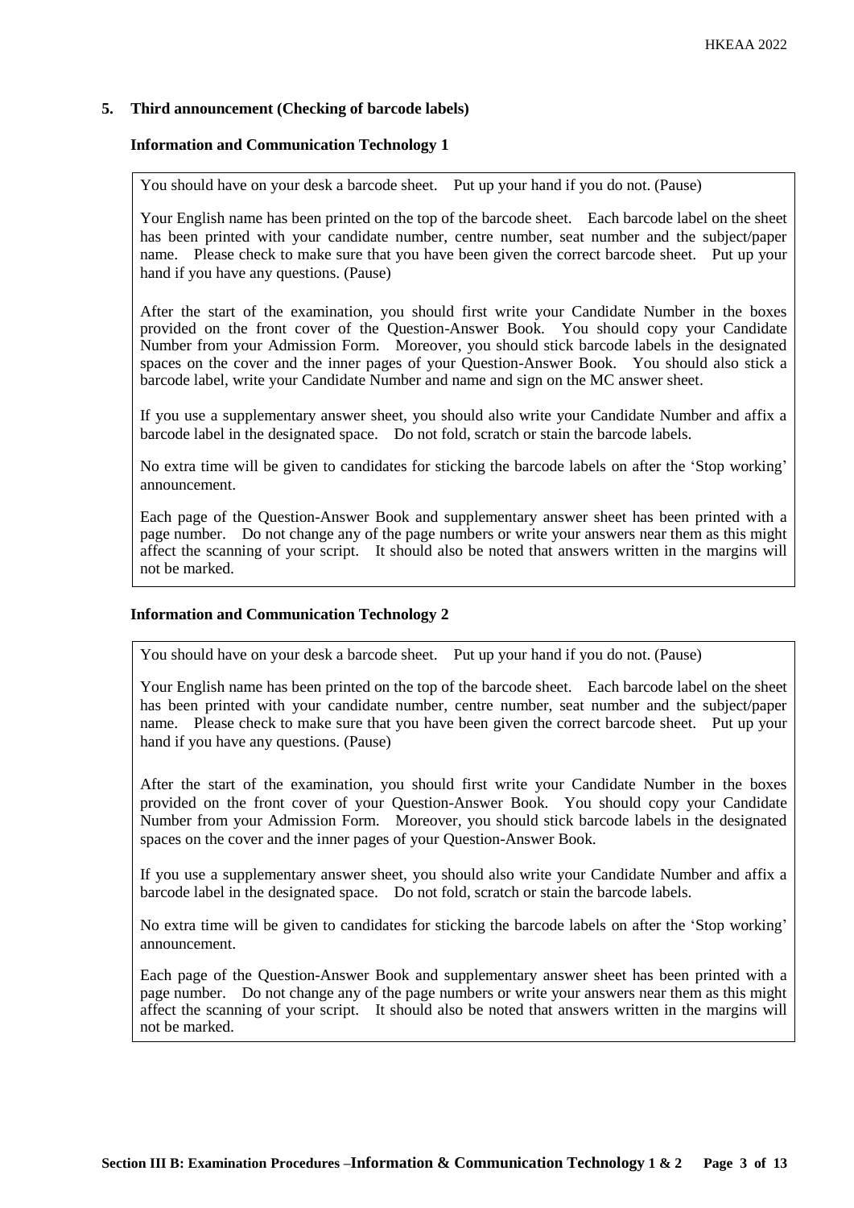## 5. Third announcement (Checking of barcode labels)

### Information and Communication Technology 1

You should have on your desk a barcode sheet. Put up your hand if you do not. (Pause)

Your English name has been printed on the top of the barcode sheet. Each barcode label on the sheet has been printed with your candidate number, centre number, seat number and the subject/paper name. Please check to make sure that you have been given the correct barcode sheet. Put up your hand if you have any questions. (Pause)

After the start of the examination, you should first write your Candidate Number in the boxes provided on the front cover of the Question-Answer Book. You should copy your Candidate Number from your Admission Form. Moreover, you should stick barcode labels in the designated spaces on the cover and the inner pages of your Question-Answer Book. You should also stick a barcode label, write your Candidate Number and name and sign on the MC answer sheet.

If you use a supplementary answer sheet, you should also write your Candidate Number and affix a barcode label in the designated space. Do not fold, scratch or stain the barcode labels.

No extra time will be given to candidates for sticking the barcode labels on after the 'Stop working' announcement.

Each page of the Question-Answer Book and supplementary answer sheet has been printed with a page number. Do not change any of the page numbers or write your answers near them as this might affect the scanning of your script. It should also be noted that answers written in the margins will not be marked.

### Information and Communication Technology 2

You should have on your desk a barcode sheet. Put up your hand if you do not. (Pause)

Your English name has been printed on the top of the barcode sheet. Each barcode label on the sheet has been printed with your candidate number, centre number, seat number and the subject/paper name. Please check to make sure that you have been given the correct barcode sheet. Put up your hand if you have any questions. (Pause)

After the start of the examination, you should first write your Candidate Number in the boxes provided on the front cover of your Question-Answer Book. You should copy your Candidate Number from your Admission Form. Moreover, you should stick barcode labels in the designated spaces on the cover and the inner pages of your Question-Answer Book.

If you use a supplementary answer sheet, you should also write your Candidate Number and affix a barcode label in the designated space. Do not fold, scratch or stain the barcode labels.

No extra time will be given to candidates for sticking the barcode labels on after the 'Stop working' announcement.

Each page of the Question-Answer Book and supplementary answer sheet has been printed with a page number. Do not change any of the page numbers or write your answers near them as this might affect the scanning of your script. It should also be noted that answers written in the margins will not be marked.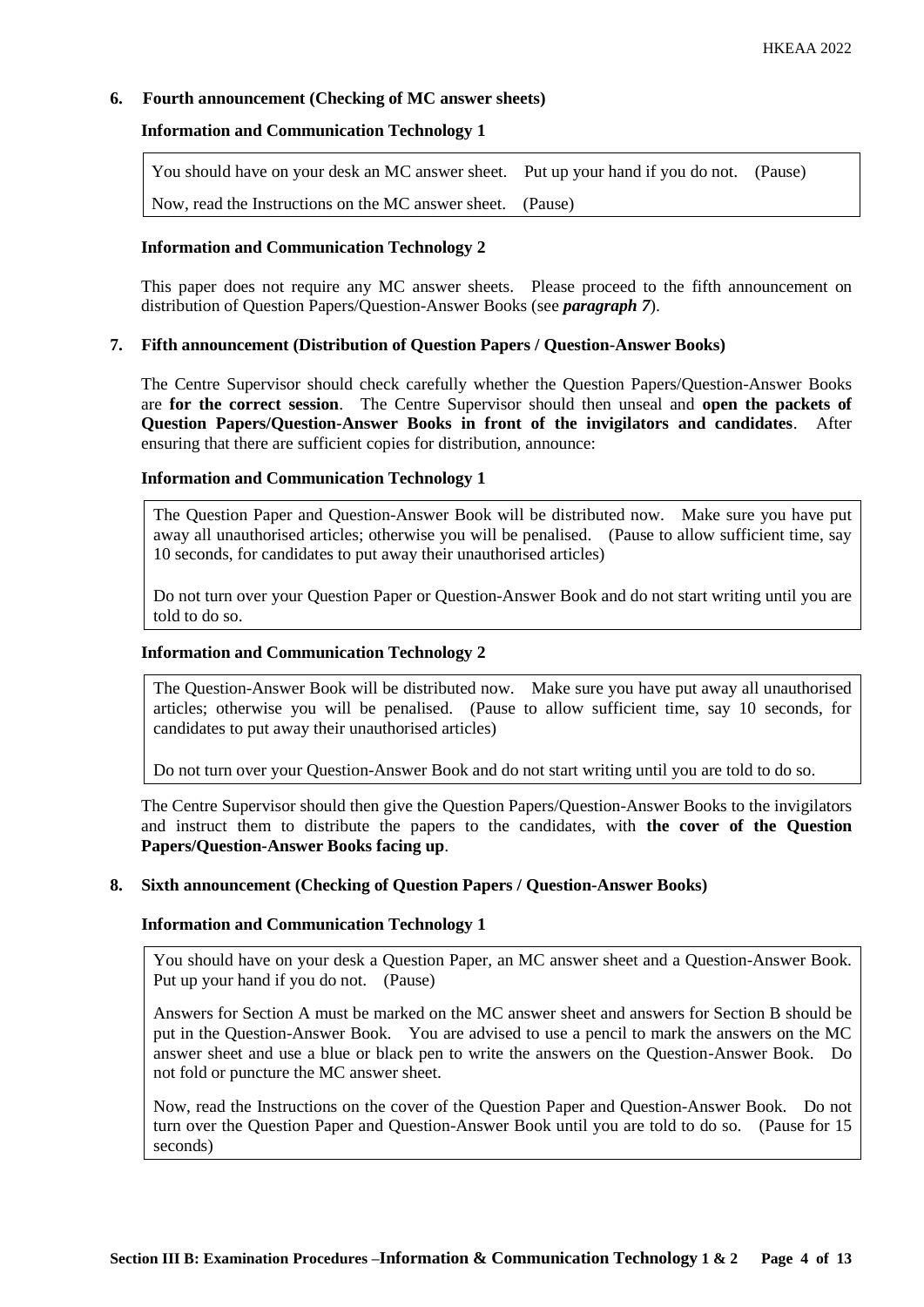## 6. Fourth announcement (Checking of MC answer sheets)

**Information and Communication Technology 1**

> You should have on your desk an MC answer sheet. Put up your hand if you do not. (Pause)
>
> Now, read the Instructions on the MC answer sheet. (Pause)

**Information and Communication Technology 2**

This paper does not require any MC answer sheets. Please proceed to the fifth announcement on distribution of Question Papers/Question-Answer Books (see ***paragraph 7***).

## 7. Fifth announcement (Distribution of Question Papers / Question-Answer Books)

The Centre Supervisor should check carefully whether the Question Papers/Question-Answer Books are **for the correct session**. The Centre Supervisor should then unseal and **open the packets of Question Papers/Question-Answer Books in front of the invigilators and candidates**. After ensuring that there are sufficient copies for distribution, announce:

**Information and Communication Technology 1**

> The Question Paper and Question-Answer Book will be distributed now. Make sure you have put away all unauthorised articles; otherwise you will be penalised. (Pause to allow sufficient time, say 10 seconds, for candidates to put away their unauthorised articles)
>
> Do not turn over your Question Paper or Question-Answer Book and do not start writing until you are told to do so.

**Information and Communication Technology 2**

> The Question-Answer Book will be distributed now. Make sure you have put away all unauthorised articles; otherwise you will be penalised. (Pause to allow sufficient time, say 10 seconds, for candidates to put away their unauthorised articles)
>
> Do not turn over your Question-Answer Book and do not start writing until you are told to do so.

The Centre Supervisor should then give the Question Papers/Question-Answer Books to the invigilators and instruct them to distribute the papers to the candidates, with **the cover of the Question Papers/Question-Answer Books facing up**.

## 8. Sixth announcement (Checking of Question Papers / Question-Answer Books)

**Information and Communication Technology 1**

> You should have on your desk a Question Paper, an MC answer sheet and a Question-Answer Book. Put up your hand if you do not. (Pause)
>
> Answers for Section A must be marked on the MC answer sheet and answers for Section B should be put in the Question-Answer Book. You are advised to use a pencil to mark the answers on the MC answer sheet and use a blue or black pen to write the answers on the Question-Answer Book. Do not fold or puncture the MC answer sheet.
>
> Now, read the Instructions on the cover of the Question Paper and Question-Answer Book. Do not turn over the Question Paper and Question-Answer Book until you are told to do so. (Pause for 15 seconds)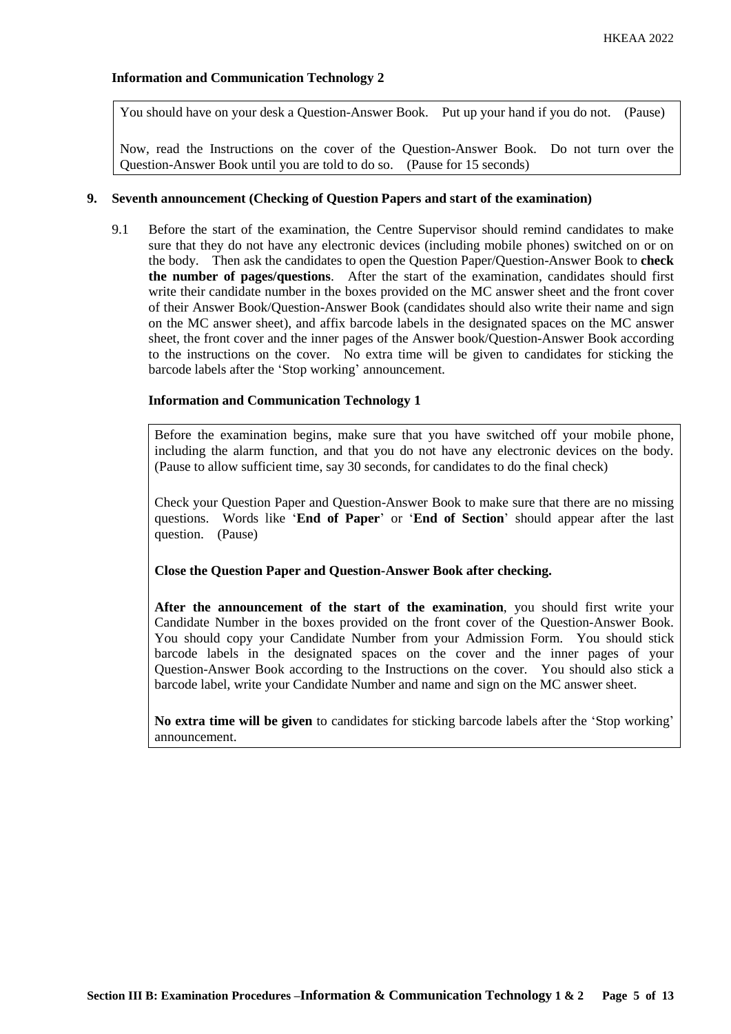**Information and Communication Technology 2**

> You should have on your desk a Question-Answer Book. Put up your hand if you do not. (Pause)
>
> Now, read the Instructions on the cover of the Question-Answer Book. Do not turn over the Question-Answer Book until you are told to do so. (Pause for 15 seconds)

**9. Seventh announcement (Checking of Question Papers and start of the examination)**

9.1 Before the start of the examination, the Centre Supervisor should remind candidates to make sure that they do not have any electronic devices (including mobile phones) switched on or on the body. Then ask the candidates to open the Question Paper/Question-Answer Book to **check the number of pages/questions**. After the start of the examination, candidates should first write their candidate number in the boxes provided on the MC answer sheet and the front cover of their Answer Book/Question-Answer Book (candidates should also write their name and sign on the MC answer sheet), and affix barcode labels in the designated spaces on the MC answer sheet, the front cover and the inner pages of the Answer book/Question-Answer Book according to the instructions on the cover. No extra time will be given to candidates for sticking the barcode labels after the 'Stop working' announcement.

**Information and Communication Technology 1**

> Before the examination begins, make sure that you have switched off your mobile phone, including the alarm function, and that you do not have any electronic devices on the body. (Pause to allow sufficient time, say 30 seconds, for candidates to do the final check)
>
> Check your Question Paper and Question-Answer Book to make sure that there are no missing questions. Words like '**End of Paper**' or '**End of Section**' should appear after the last question. (Pause)
>
> **Close the Question Paper and Question-Answer Book after checking.**
>
> **After the announcement of the start of the examination**, you should first write your Candidate Number in the boxes provided on the front cover of the Question-Answer Book. You should copy your Candidate Number from your Admission Form. You should stick barcode labels in the designated spaces on the cover and the inner pages of your Question-Answer Book according to the Instructions on the cover. You should also stick a barcode label, write your Candidate Number and name and sign on the MC answer sheet.
>
> **No extra time will be given** to candidates for sticking barcode labels after the 'Stop working' announcement.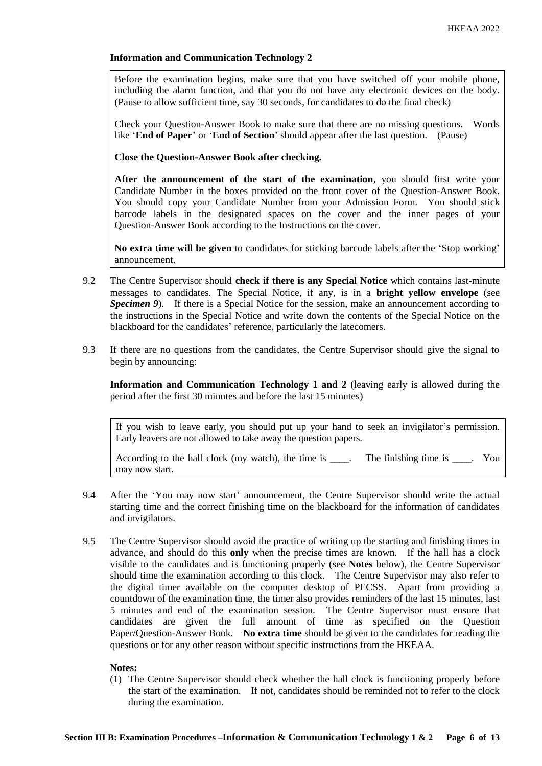**Information and Communication Technology 2**

> Before the examination begins, make sure that you have switched off your mobile phone, including the alarm function, and that you do not have any electronic devices on the body. (Pause to allow sufficient time, say 30 seconds, for candidates to do the final check)
>
> Check your Question-Answer Book to make sure that there are no missing questions. Words like '**End of Paper**' or '**End of Section**' should appear after the last question. (Pause)
>
> **Close the Question-Answer Book after checking.**
>
> **After the announcement of the start of the examination**, you should first write your Candidate Number in the boxes provided on the front cover of the Question-Answer Book. You should copy your Candidate Number from your Admission Form. You should stick barcode labels in the designated spaces on the cover and the inner pages of your Question-Answer Book according to the Instructions on the cover.
>
> **No extra time will be given** to candidates for sticking barcode labels after the 'Stop working' announcement.

9.2 The Centre Supervisor should **check if there is any Special Notice** which contains last-minute messages to candidates. The Special Notice, if any, is in a **bright yellow envelope** (see ***Specimen 9***). If there is a Special Notice for the session, make an announcement according to the instructions in the Special Notice and write down the contents of the Special Notice on the blackboard for the candidates' reference, particularly the latecomers.

9.3 If there are no questions from the candidates, the Centre Supervisor should give the signal to begin by announcing:

**Information and Communication Technology 1 and 2** (leaving early is allowed during the period after the first 30 minutes and before the last 15 minutes)

> If you wish to leave early, you should put up your hand to seek an invigilator's permission. Early leavers are not allowed to take away the question papers.
>
> According to the hall clock (my watch), the time is ____. The finishing time is ____. You may now start.

9.4 After the 'You may now start' announcement, the Centre Supervisor should write the actual starting time and the correct finishing time on the blackboard for the information of candidates and invigilators.

9.5 The Centre Supervisor should avoid the practice of writing up the starting and finishing times in advance, and should do this **only** when the precise times are known. If the hall has a clock visible to the candidates and is functioning properly (see **Notes** below), the Centre Supervisor should time the examination according to this clock. The Centre Supervisor may also refer to the digital timer available on the computer desktop of PECSS. Apart from providing a countdown of the examination time, the timer also provides reminders of the last 15 minutes, last 5 minutes and end of the examination session. The Centre Supervisor must ensure that candidates are given the full amount of time as specified on the Question Paper/Question-Answer Book. **No extra time** should be given to the candidates for reading the questions or for any other reason without specific instructions from the HKEAA.

**Notes:**

(1) The Centre Supervisor should check whether the hall clock is functioning properly before the start of the examination. If not, candidates should be reminded not to refer to the clock during the examination.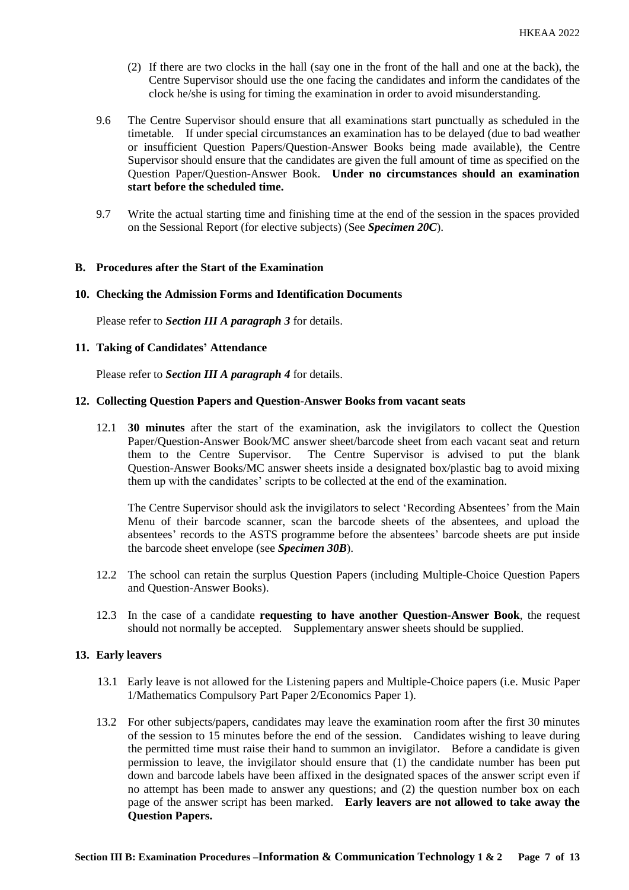(2) If there are two clocks in the hall (say one in the front of the hall and one at the back), the Centre Supervisor should use the one facing the candidates and inform the candidates of the clock he/she is using for timing the examination in order to avoid misunderstanding.

9.6 The Centre Supervisor should ensure that all examinations start punctually as scheduled in the timetable. If under special circumstances an examination has to be delayed (due to bad weather or insufficient Question Papers/Question-Answer Books being made available), the Centre Supervisor should ensure that the candidates are given the full amount of time as specified on the Question Paper/Question-Answer Book. **Under no circumstances should an examination start before the scheduled time.**

9.7 Write the actual starting time and finishing time at the end of the session in the spaces provided on the Sessional Report (for elective subjects) (See ***Specimen 20C***).

## B. Procedures after the Start of the Examination

### 10. Checking the Admission Forms and Identification Documents

Please refer to ***Section III A paragraph 3*** for details.

### 11. Taking of Candidates' Attendance

Please refer to ***Section III A paragraph 4*** for details.

### 12. Collecting Question Papers and Question-Answer Books from vacant seats

12.1 **30 minutes** after the start of the examination, ask the invigilators to collect the Question Paper/Question-Answer Book/MC answer sheet/barcode sheet from each vacant seat and return them to the Centre Supervisor. The Centre Supervisor is advised to put the blank Question-Answer Books/MC answer sheets inside a designated box/plastic bag to avoid mixing them up with the candidates' scripts to be collected at the end of the examination.

The Centre Supervisor should ask the invigilators to select 'Recording Absentees' from the Main Menu of their barcode scanner, scan the barcode sheets of the absentees, and upload the absentees' records to the ASTS programme before the absentees' barcode sheets are put inside the barcode sheet envelope (see ***Specimen 30B***).

12.2 The school can retain the surplus Question Papers (including Multiple-Choice Question Papers and Question-Answer Books).

12.3 In the case of a candidate **requesting to have another Question-Answer Book**, the request should not normally be accepted. Supplementary answer sheets should be supplied.

### 13. Early leavers

13.1 Early leave is not allowed for the Listening papers and Multiple-Choice papers (i.e. Music Paper 1/Mathematics Compulsory Part Paper 2/Economics Paper 1).

13.2 For other subjects/papers, candidates may leave the examination room after the first 30 minutes of the session to 15 minutes before the end of the session. Candidates wishing to leave during the permitted time must raise their hand to summon an invigilator. Before a candidate is given permission to leave, the invigilator should ensure that (1) the candidate number has been put down and barcode labels have been affixed in the designated spaces of the answer script even if no attempt has been made to answer any questions; and (2) the question number box on each page of the answer script has been marked. **Early leavers are not allowed to take away the Question Papers.**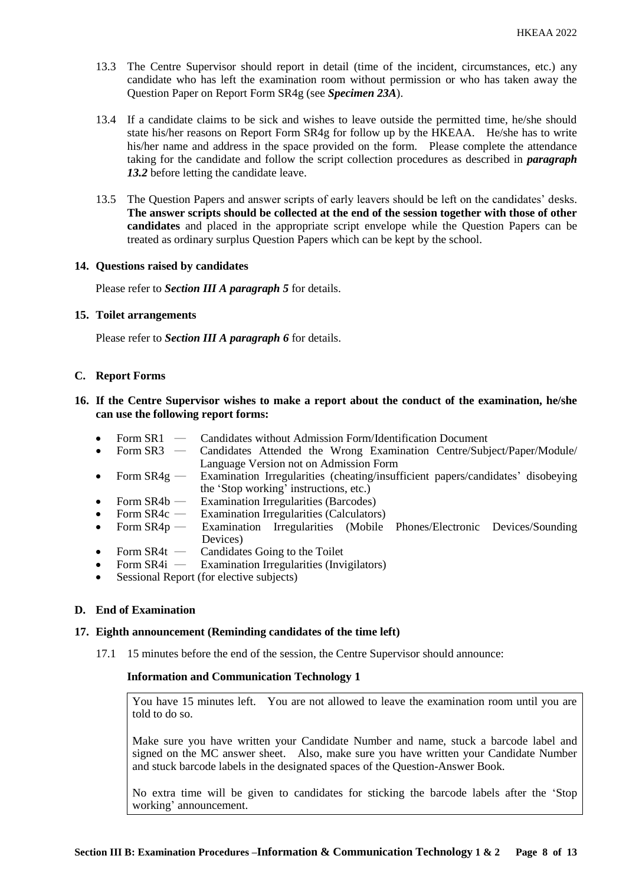13.3 The Centre Supervisor should report in detail (time of the incident, circumstances, etc.) any candidate who has left the examination room without permission or who has taken away the Question Paper on Report Form SR4g (see ***Specimen 23A***).

13.4 If a candidate claims to be sick and wishes to leave outside the permitted time, he/she should state his/her reasons on Report Form SR4g for follow up by the HKEAA. He/she has to write his/her name and address in the space provided on the form. Please complete the attendance taking for the candidate and follow the script collection procedures as described in ***paragraph 13.2*** before letting the candidate leave.

13.5 The Question Papers and answer scripts of early leavers should be left on the candidates' desks. **The answer scripts should be collected at the end of the session together with those of other candidates** and placed in the appropriate script envelope while the Question Papers can be treated as ordinary surplus Question Papers which can be kept by the school.

**14. Questions raised by candidates**

Please refer to ***Section III A paragraph 5*** for details.

**15. Toilet arrangements**

Please refer to ***Section III A paragraph 6*** for details.

**C. Report Forms**

**16. If the Centre Supervisor wishes to make a report about the conduct of the examination, he/she can use the following report forms:**

- Form SR1 — Candidates without Admission Form/Identification Document
- Form SR3 — Candidates Attended the Wrong Examination Centre/Subject/Paper/Module/ Language Version not on Admission Form
- Form SR4g — Examination Irregularities (cheating/insufficient papers/candidates' disobeying the 'Stop working' instructions, etc.)
- Form SR4b — Examination Irregularities (Barcodes)
- Form SR4c — Examination Irregularities (Calculators)
- Form SR4p — Examination Irregularities (Mobile Phones/Electronic Devices/Sounding Devices)
- Form SR4t — Candidates Going to the Toilet
- Form SR4i — Examination Irregularities (Invigilators)
- Sessional Report (for elective subjects)

**D. End of Examination**

**17. Eighth announcement (Reminding candidates of the time left)**

17.1 15 minutes before the end of the session, the Centre Supervisor should announce:

**Information and Communication Technology 1**

> You have 15 minutes left. You are not allowed to leave the examination room until you are told to do so.
>
> Make sure you have written your Candidate Number and name, stuck a barcode label and signed on the MC answer sheet. Also, make sure you have written your Candidate Number and stuck barcode labels in the designated spaces of the Question-Answer Book.
>
> No extra time will be given to candidates for sticking the barcode labels after the 'Stop working' announcement.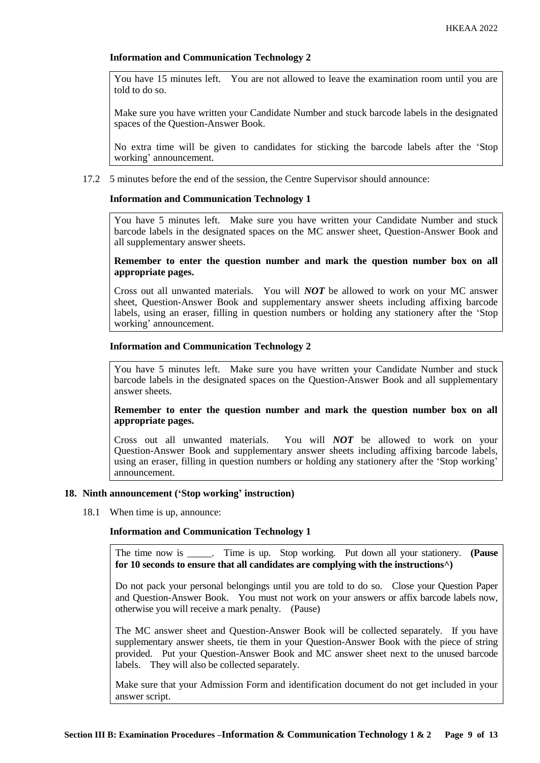**Information and Communication Technology 2**

> You have 15 minutes left. You are not allowed to leave the examination room until you are told to do so.
>
> Make sure you have written your Candidate Number and stuck barcode labels in the designated spaces of the Question-Answer Book.
>
> No extra time will be given to candidates for sticking the barcode labels after the 'Stop working' announcement.

17.2 5 minutes before the end of the session, the Centre Supervisor should announce:

**Information and Communication Technology 1**

> You have 5 minutes left. Make sure you have written your Candidate Number and stuck barcode labels in the designated spaces on the MC answer sheet, Question-Answer Book and all supplementary answer sheets.
>
> **Remember to enter the question number and mark the question number box on all appropriate pages.**
>
> Cross out all unwanted materials. You will ***NOT*** be allowed to work on your MC answer sheet, Question-Answer Book and supplementary answer sheets including affixing barcode labels, using an eraser, filling in question numbers or holding any stationery after the 'Stop working' announcement.

**Information and Communication Technology 2**

> You have 5 minutes left. Make sure you have written your Candidate Number and stuck barcode labels in the designated spaces on the Question-Answer Book and all supplementary answer sheets.
>
> **Remember to enter the question number and mark the question number box on all appropriate pages.**
>
> Cross out all unwanted materials. You will ***NOT*** be allowed to work on your Question-Answer Book and supplementary answer sheets including affixing barcode labels, using an eraser, filling in question numbers or holding any stationery after the 'Stop working' announcement.

## 18. Ninth announcement ('Stop working' instruction)

18.1 When time is up, announce:

**Information and Communication Technology 1**

> The time now is _____. Time is up. Stop working. Put down all your stationery. **(Pause for 10 seconds to ensure that all candidates are complying with the instructions^)**
>
> Do not pack your personal belongings until you are told to do so. Close your Question Paper and Question-Answer Book. You must not work on your answers or affix barcode labels now, otherwise you will receive a mark penalty. (Pause)
>
> The MC answer sheet and Question-Answer Book will be collected separately. If you have supplementary answer sheets, tie them in your Question-Answer Book with the piece of string provided. Put your Question-Answer Book and MC answer sheet next to the unused barcode labels. They will also be collected separately.
>
> Make sure that your Admission Form and identification document do not get included in your answer script.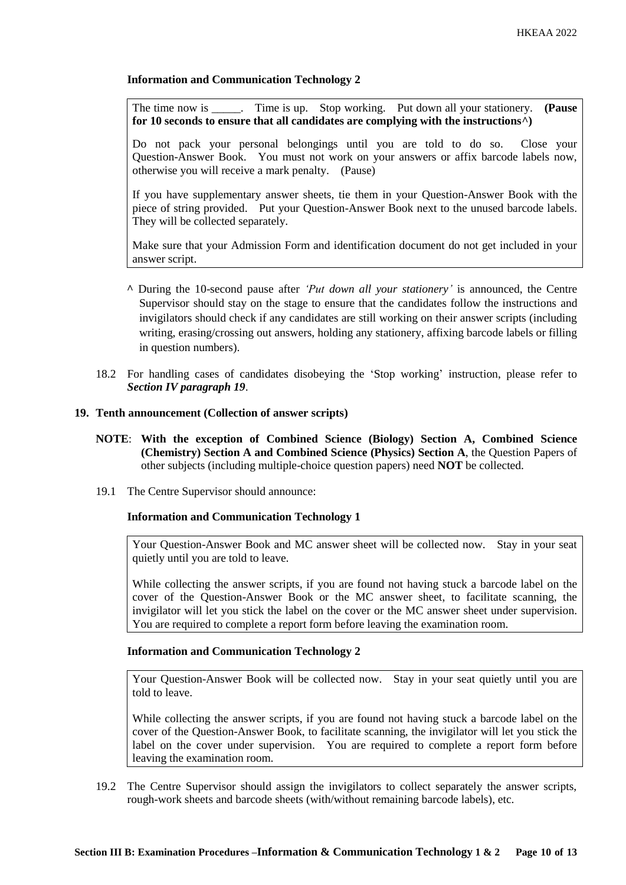**Information and Communication Technology 2**

> The time now is _____. Time is up. Stop working. Put down all your stationery. **(Pause for 10 seconds to ensure that all candidates are complying with the instructions^)**
>
> Do not pack your personal belongings until you are told to do so. Close your Question-Answer Book. You must not work on your answers or affix barcode labels now, otherwise you will receive a mark penalty. (Pause)
>
> If you have supplementary answer sheets, tie them in your Question-Answer Book with the piece of string provided. Put your Question-Answer Book next to the unused barcode labels. They will be collected separately.
>
> Make sure that your Admission Form and identification document do not get included in your answer script.

^ During the 10-second pause after *'Put down all your stationery'* is announced, the Centre Supervisor should stay on the stage to ensure that the candidates follow the instructions and invigilators should check if any candidates are still working on their answer scripts (including writing, erasing/crossing out answers, holding any stationery, affixing barcode labels or filling in question numbers).

18.2 For handling cases of candidates disobeying the 'Stop working' instruction, please refer to ***Section IV paragraph 19***.

## 19. Tenth announcement (Collection of answer scripts)

**NOTE**: **With the exception of Combined Science (Biology) Section A, Combined Science (Chemistry) Section A and Combined Science (Physics) Section A**, the Question Papers of other subjects (including multiple-choice question papers) need **NOT** be collected.

19.1 The Centre Supervisor should announce:

**Information and Communication Technology 1**

> Your Question-Answer Book and MC answer sheet will be collected now. Stay in your seat quietly until you are told to leave.
>
> While collecting the answer scripts, if you are found not having stuck a barcode label on the cover of the Question-Answer Book or the MC answer sheet, to facilitate scanning, the invigilator will let you stick the label on the cover or the MC answer sheet under supervision. You are required to complete a report form before leaving the examination room.

**Information and Communication Technology 2**

> Your Question-Answer Book will be collected now. Stay in your seat quietly until you are told to leave.
>
> While collecting the answer scripts, if you are found not having stuck a barcode label on the cover of the Question-Answer Book, to facilitate scanning, the invigilator will let you stick the label on the cover under supervision. You are required to complete a report form before leaving the examination room.

19.2 The Centre Supervisor should assign the invigilators to collect separately the answer scripts, rough-work sheets and barcode sheets (with/without remaining barcode labels), etc.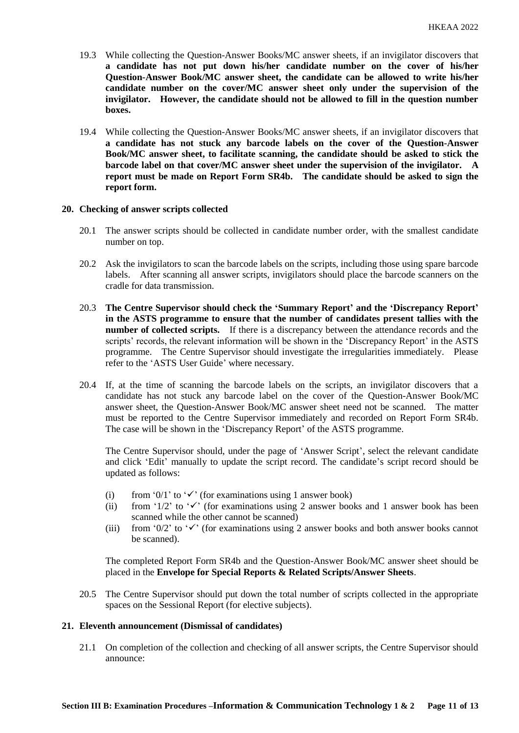19.3 While collecting the Question-Answer Books/MC answer sheets, if an invigilator discovers that **a candidate has not put down his/her candidate number on the cover of his/her Question-Answer Book/MC answer sheet, the candidate can be allowed to write his/her candidate number on the cover/MC answer sheet only under the supervision of the invigilator. However, the candidate should not be allowed to fill in the question number boxes.**

19.4 While collecting the Question-Answer Books/MC answer sheets, if an invigilator discovers that **a candidate has not stuck any barcode labels on the cover of the Question-Answer Book/MC answer sheet, to facilitate scanning, the candidate should be asked to stick the barcode label on that cover/MC answer sheet under the supervision of the invigilator. A report must be made on Report Form SR4b. The candidate should be asked to sign the report form.**

## 20. Checking of answer scripts collected

20.1 The answer scripts should be collected in candidate number order, with the smallest candidate number on top.

20.2 Ask the invigilators to scan the barcode labels on the scripts, including those using spare barcode labels. After scanning all answer scripts, invigilators should place the barcode scanners on the cradle for data transmission.

20.3 **The Centre Supervisor should check the 'Summary Report' and the 'Discrepancy Report' in the ASTS programme to ensure that the number of candidates present tallies with the number of collected scripts.** If there is a discrepancy between the attendance records and the scripts' records, the relevant information will be shown in the 'Discrepancy Report' in the ASTS programme. The Centre Supervisor should investigate the irregularities immediately. Please refer to the 'ASTS User Guide' where necessary.

20.4 If, at the time of scanning the barcode labels on the scripts, an invigilator discovers that a candidate has not stuck any barcode label on the cover of the Question-Answer Book/MC answer sheet, the Question-Answer Book/MC answer sheet need not be scanned. The matter must be reported to the Centre Supervisor immediately and recorded on Report Form SR4b. The case will be shown in the 'Discrepancy Report' of the ASTS programme.

The Centre Supervisor should, under the page of 'Answer Script', select the relevant candidate and click 'Edit' manually to update the script record. The candidate's script record should be updated as follows:

(i) from '0/1' to '✓' (for examinations using 1 answer book)
(ii) from '1/2' to '✓' (for examinations using 2 answer books and 1 answer book has been scanned while the other cannot be scanned)
(iii) from '0/2' to '✓' (for examinations using 2 answer books and both answer books cannot be scanned).

The completed Report Form SR4b and the Question-Answer Book/MC answer sheet should be placed in the **Envelope for Special Reports & Related Scripts/Answer Sheets**.

20.5 The Centre Supervisor should put down the total number of scripts collected in the appropriate spaces on the Sessional Report (for elective subjects).

## 21. Eleventh announcement (Dismissal of candidates)

21.1 On completion of the collection and checking of all answer scripts, the Centre Supervisor should announce: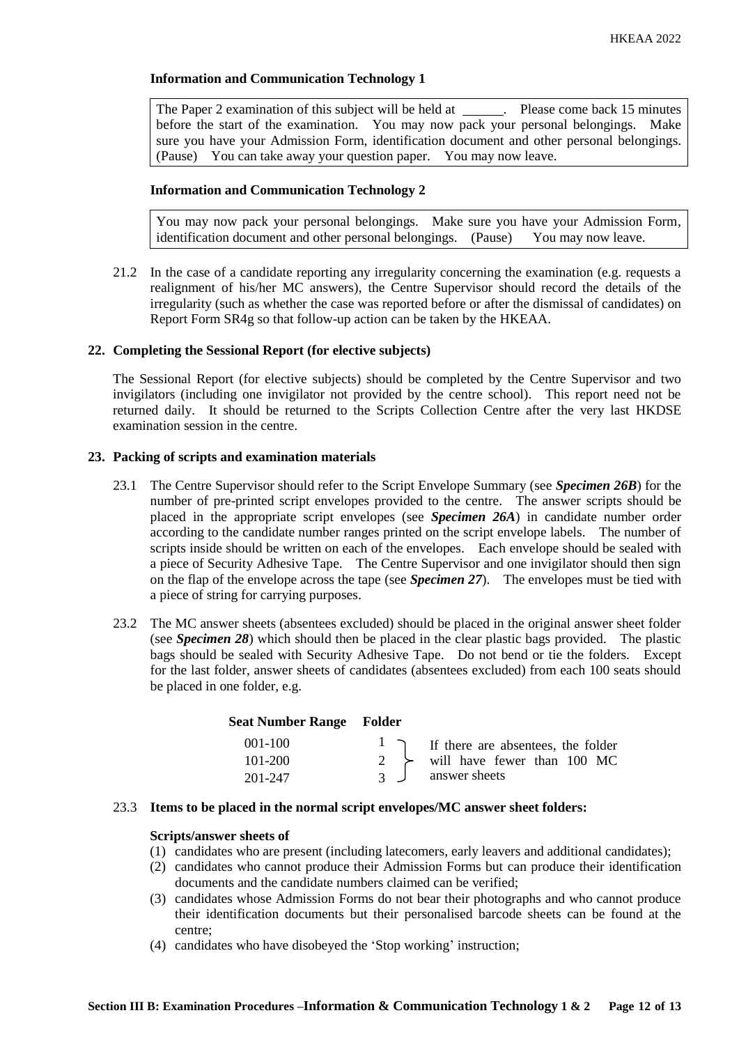**Information and Communication Technology 1**

> The Paper 2 examination of this subject will be held at ______. Please come back 15 minutes before the start of the examination. You may now pack your personal belongings. Make sure you have your Admission Form, identification document and other personal belongings. (Pause) You can take away your question paper. You may now leave.

**Information and Communication Technology 2**

> You may now pack your personal belongings. Make sure you have your Admission Form, identification document and other personal belongings. (Pause) You may now leave.

21.2 In the case of a candidate reporting any irregularity concerning the examination (e.g. requests a realignment of his/her MC answers), the Centre Supervisor should record the details of the irregularity (such as whether the case was reported before or after the dismissal of candidates) on Report Form SR4g so that follow-up action can be taken by the HKEAA.

### 22. Completing the Sessional Report (for elective subjects)

The Sessional Report (for elective subjects) should be completed by the Centre Supervisor and two invigilators (including one invigilator not provided by the centre school). This report need not be returned daily. It should be returned to the Scripts Collection Centre after the very last HKDSE examination session in the centre.

### 23. Packing of scripts and examination materials

23.1 The Centre Supervisor should refer to the Script Envelope Summary (see ***Specimen 26B***) for the number of pre-printed script envelopes provided to the centre. The answer scripts should be placed in the appropriate script envelopes (see ***Specimen 26A***) in candidate number order according to the candidate number ranges printed on the script envelope labels. The number of scripts inside should be written on each of the envelopes. Each envelope should be sealed with a piece of Security Adhesive Tape. The Centre Supervisor and one invigilator should then sign on the flap of the envelope across the tape (see ***Specimen 27***). The envelopes must be tied with a piece of string for carrying purposes.

23.2 The MC answer sheets (absentees excluded) should be placed in the original answer sheet folder (see ***Specimen 28***) which should then be placed in the clear plastic bags provided. The plastic bags should be sealed with Security Adhesive Tape. Do not bend or tie the folders. Except for the last folder, answer sheets of candidates (absentees excluded) from each 100 seats should be placed in one folder, e.g.

| Seat Number Range | Folder | |
|---|---|---|
| 001-100 | 1 | If there are absentees, the folder will have fewer than 100 MC answer sheets |
| 101-200 | 2 | |
| 201-247 | 3 | |

23.3 **Items to be placed in the normal script envelopes/MC answer sheet folders:**

**Scripts/answer sheets of**

(1) candidates who are present (including latecomers, early leavers and additional candidates);
(2) candidates who cannot produce their Admission Forms but can produce their identification documents and the candidate numbers claimed can be verified;
(3) candidates whose Admission Forms do not bear their photographs and who cannot produce their identification documents but their personalised barcode sheets can be found at the centre;
(4) candidates who have disobeyed the 'Stop working' instruction;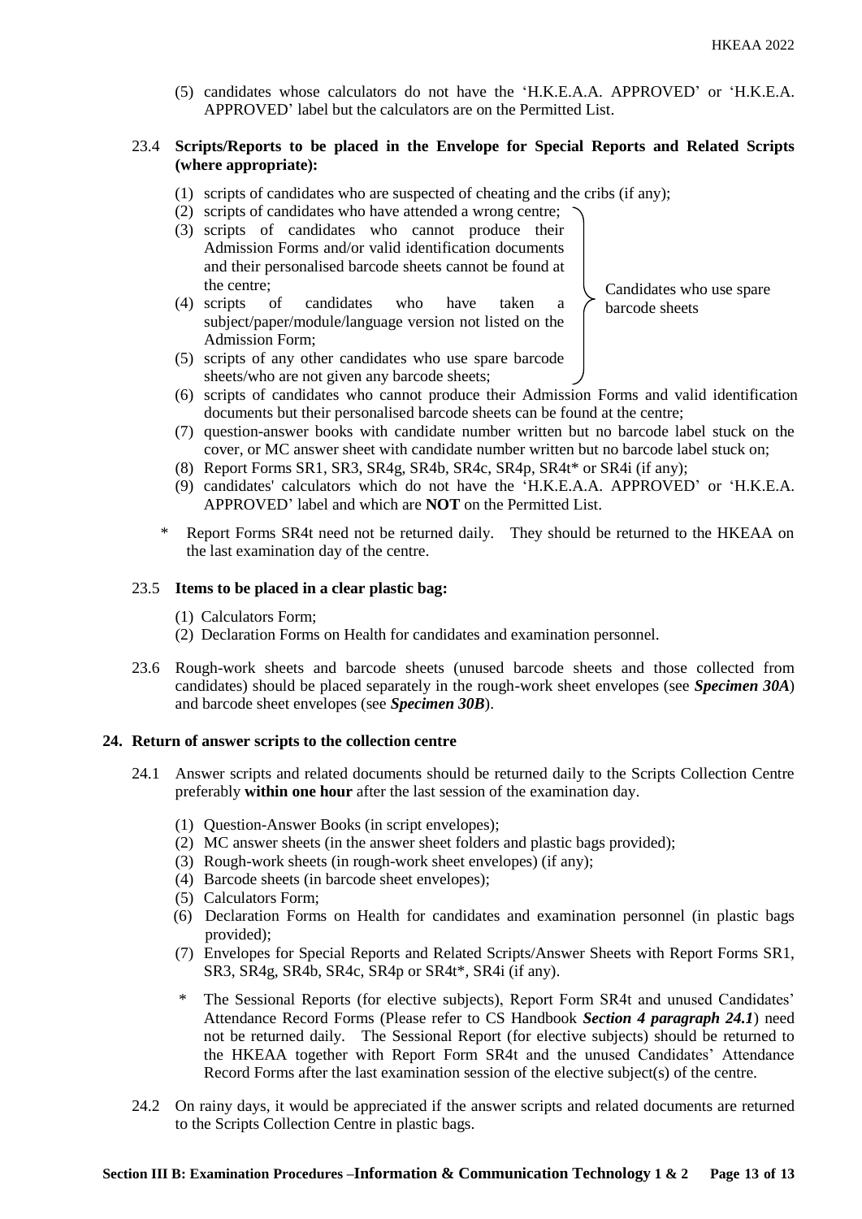(5) candidates whose calculators do not have the 'H.K.E.A.A. APPROVED' or 'H.K.E.A. APPROVED' label but the calculators are on the Permitted List.

### 23.4 Scripts/Reports to be placed in the Envelope for Special Reports and Related Scripts (where appropriate):

(1) scripts of candidates who are suspected of cheating and the cribs (if any);

(2) scripts of candidates who have attended a wrong centre;

(3) scripts of candidates who cannot produce their Admission Forms and/or valid identification documents and their personalised barcode sheets cannot be found at the centre;

(4) scripts of candidates who have taken a subject/paper/module/language version not listed on the Admission Form;

(5) scripts of any other candidates who use spare barcode sheets/who are not given any barcode sheets;

} Candidates who use spare barcode sheets [items (2)–(5)]

(6) scripts of candidates who cannot produce their Admission Forms and valid identification documents but their personalised barcode sheets can be found at the centre;

(7) question-answer books with candidate number written but no barcode label stuck on the cover, or MC answer sheet with candidate number written but no barcode label stuck on;

(8) Report Forms SR1, SR3, SR4g, SR4b, SR4c, SR4p, SR4t* or SR4i (if any);

(9) candidates' calculators which do not have the 'H.K.E.A.A. APPROVED' or 'H.K.E.A. APPROVED' label and which are **NOT** on the Permitted List.

\* Report Forms SR4t need not be returned daily. They should be returned to the HKEAA on the last examination day of the centre.

### 23.5 Items to be placed in a clear plastic bag:

(1) Calculators Form;

(2) Declaration Forms on Health for candidates and examination personnel.

23.6 Rough-work sheets and barcode sheets (unused barcode sheets and those collected from candidates) should be placed separately in the rough-work sheet envelopes (see ***Specimen 30A***) and barcode sheet envelopes (see ***Specimen 30B***).

## 24. Return of answer scripts to the collection centre

24.1 Answer scripts and related documents should be returned daily to the Scripts Collection Centre preferably **within one hour** after the last session of the examination day.

(1) Question-Answer Books (in script envelopes);

(2) MC answer sheets (in the answer sheet folders and plastic bags provided);

(3) Rough-work sheets (in rough-work sheet envelopes) (if any);

(4) Barcode sheets (in barcode sheet envelopes);

(5) Calculators Form;

(6) Declaration Forms on Health for candidates and examination personnel (in plastic bags provided);

(7) Envelopes for Special Reports and Related Scripts/Answer Sheets with Report Forms SR1, SR3, SR4g, SR4b, SR4c, SR4p or SR4t*, SR4i (if any).

\* The Sessional Reports (for elective subjects), Report Form SR4t and unused Candidates' Attendance Record Forms (Please refer to CS Handbook ***Section 4 paragraph 24.1***) need not be returned daily. The Sessional Report (for elective subjects) should be returned to the HKEAA together with Report Form SR4t and the unused Candidates' Attendance Record Forms after the last examination session of the elective subject(s) of the centre.

24.2 On rainy days, it would be appreciated if the answer scripts and related documents are returned to the Scripts Collection Centre in plastic bags.